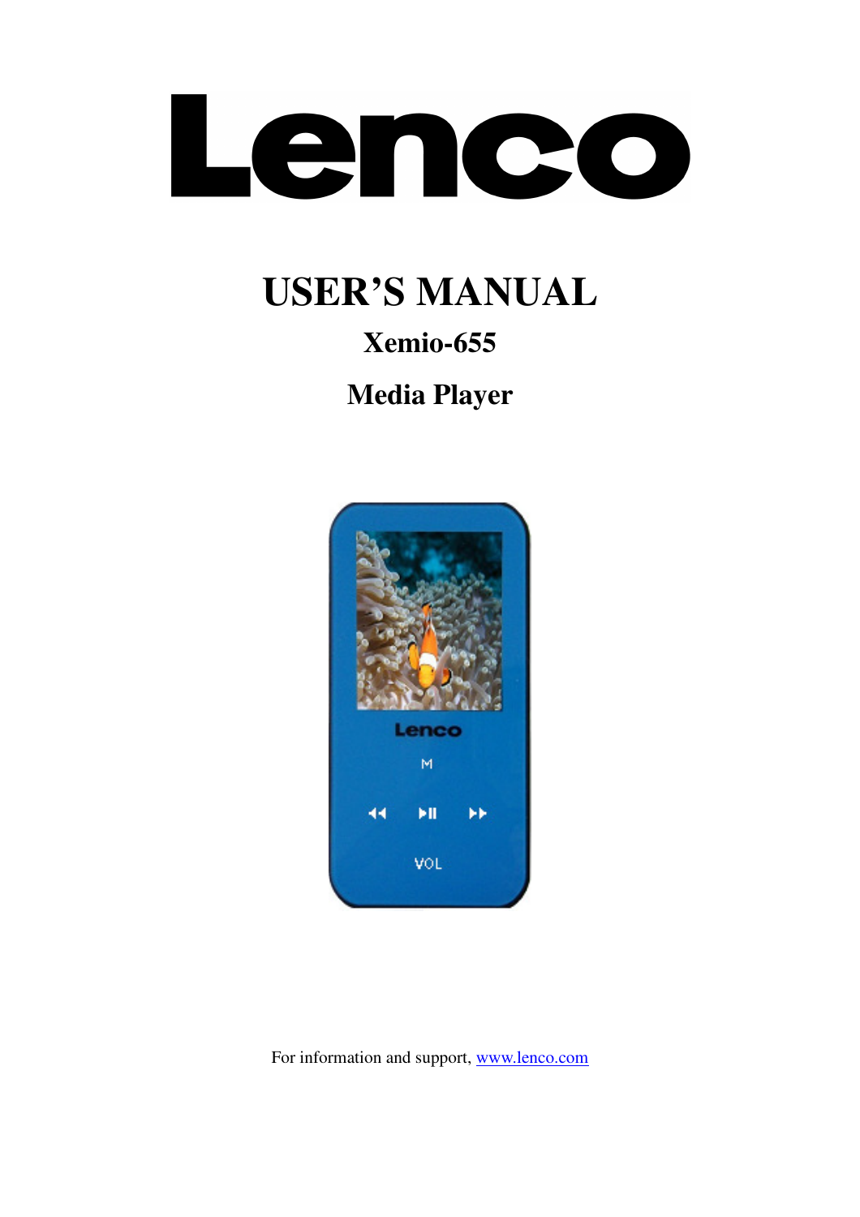# Lenco

# USER'S MANUAL

## Xemio-655

## Media Player

For information and support, www.lenco.com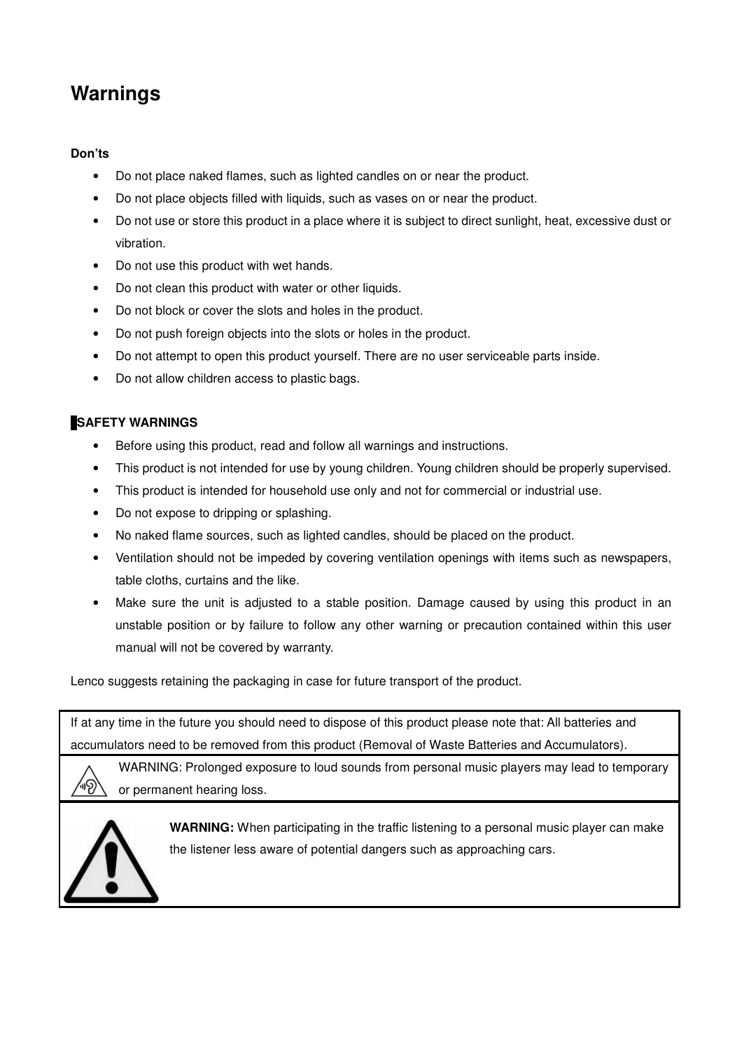# Warnings

**Don'ts**

- Do not place naked flames, such as lighted candles on or near the product.
- Do not place objects filled with liquids, such as vases on or near the product.
- Do not use or store this product in a place where it is subject to direct sunlight, heat, excessive dust or vibration.
- Do not use this product with wet hands.
- Do not clean this product with water or other liquids.
- Do not block or cover the slots and holes in the product.
- Do not push foreign objects into the slots or holes in the product.
- Do not attempt to open this product yourself. There are no user serviceable parts inside.
- Do not allow children access to plastic bags.

**SAFETY WARNINGS**

- Before using this product, read and follow all warnings and instructions.
- This product is not intended for use by young children. Young children should be properly supervised.
- This product is intended for household use only and not for commercial or industrial use.
- Do not expose to dripping or splashing.
- No naked flame sources, such as lighted candles, should be placed on the product.
- Ventilation should not be impeded by covering ventilation openings with items such as newspapers, table cloths, curtains and the like.
- Make sure the unit is adjusted to a stable position. Damage caused by using this product in an unstable position or by failure to follow any other warning or precaution contained within this user manual will not be covered by warranty.

Lenco suggests retaining the packaging in case for future transport of the product.

If at any time in the future you should need to dispose of this product please note that: All batteries and accumulators need to be removed from this product (Removal of Waste Batteries and Accumulators).

WARNING: Prolonged exposure to loud sounds from personal music players may lead to temporary or permanent hearing loss.

**WARNING:** When participating in the traffic listening to a personal music player can make the listener less aware of potential dangers such as approaching cars.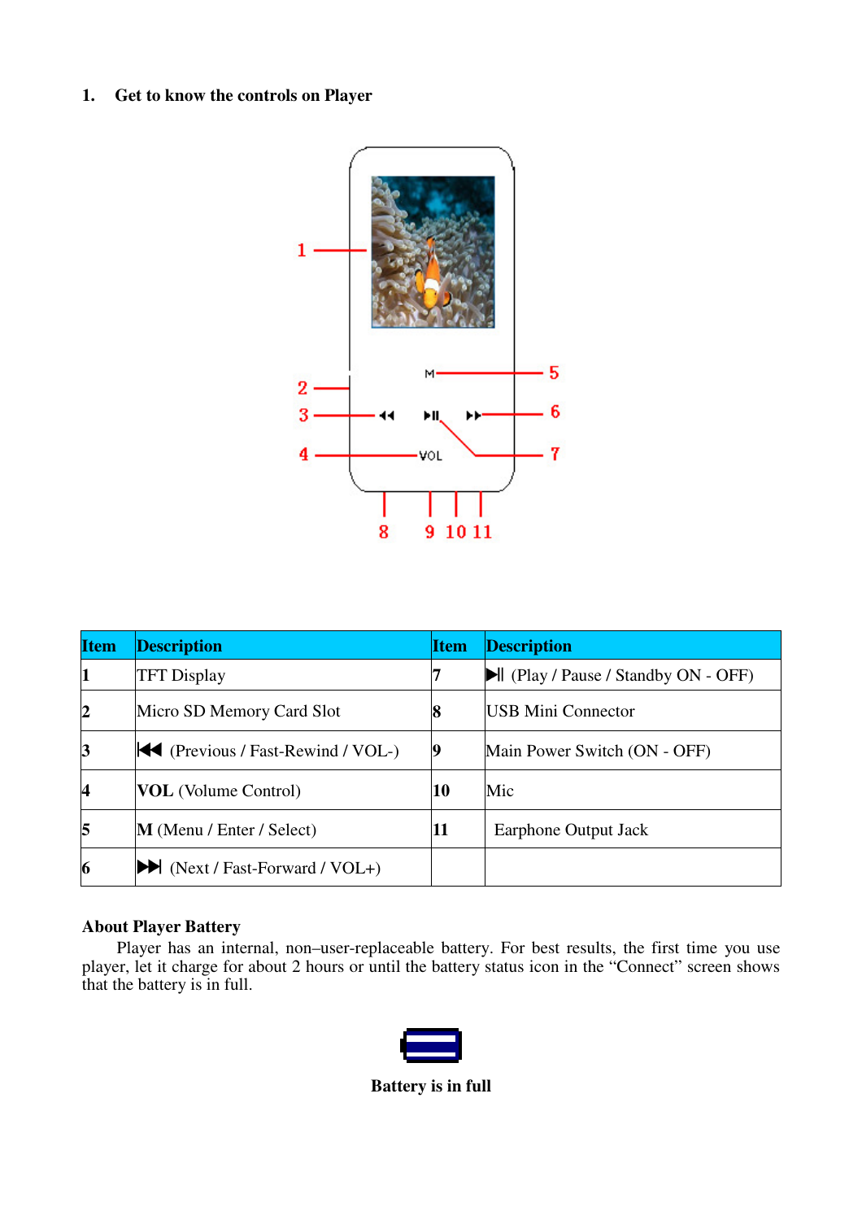## 1. Get to know the controls on Player

| Item | Description | Item | Description |
|---|---|---|---|
| 1 | TFT Display | 7 | ▶II (Play / Pause / Standby ON - OFF) |
| 2 | Micro SD Memory Card Slot | 8 | USB Mini Connector |
| 3 | ⏮ (Previous / Fast-Rewind / VOL-) | 9 | Main Power Switch (ON - OFF) |
| 4 | **VOL** (Volume Control) | 10 | Mic |
| 5 | **M** (Menu / Enter / Select) | 11 | Earphone Output Jack |
| 6 | ⏭ (Next / Fast-Forward / VOL+) | | |

**About Player Battery**

Player has an internal, non–user-replaceable battery. For best results, the first time you use player, let it charge for about 2 hours or until the battery status icon in the "Connect" screen shows that the battery is in full.

**Battery is in full**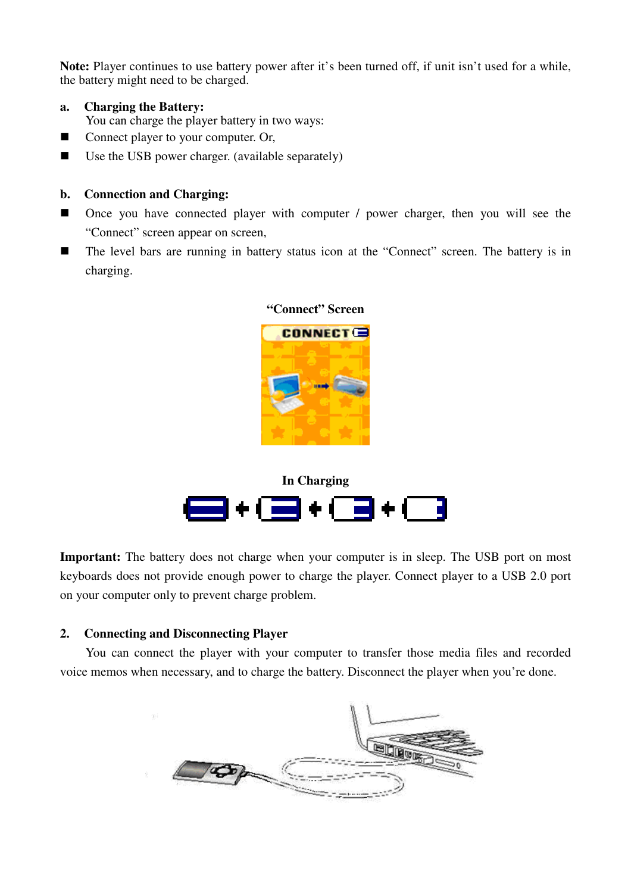**Note:** Player continues to use battery power after it's been turned off, if unit isn't used for a while, the battery might need to be charged.

**a. Charging the Battery:**

You can charge the player battery in two ways:

- Connect player to your computer. Or,
- Use the USB power charger. (available separately)

**b. Connection and Charging:**

- Once you have connected player with computer / power charger, then you will see the "Connect" screen appear on screen,
- The level bars are running in battery status icon at the "Connect" screen. The battery is in charging.

**"Connect" Screen**

**In Charging**

**Important:** The battery does not charge when your computer is in sleep. The USB port on most keyboards does not provide enough power to charge the player. Connect player to a USB 2.0 port on your computer only to prevent charge problem.

## 2. Connecting and Disconnecting Player

You can connect the player with your computer to transfer those media files and recorded voice memos when necessary, and to charge the battery. Disconnect the player when you're done.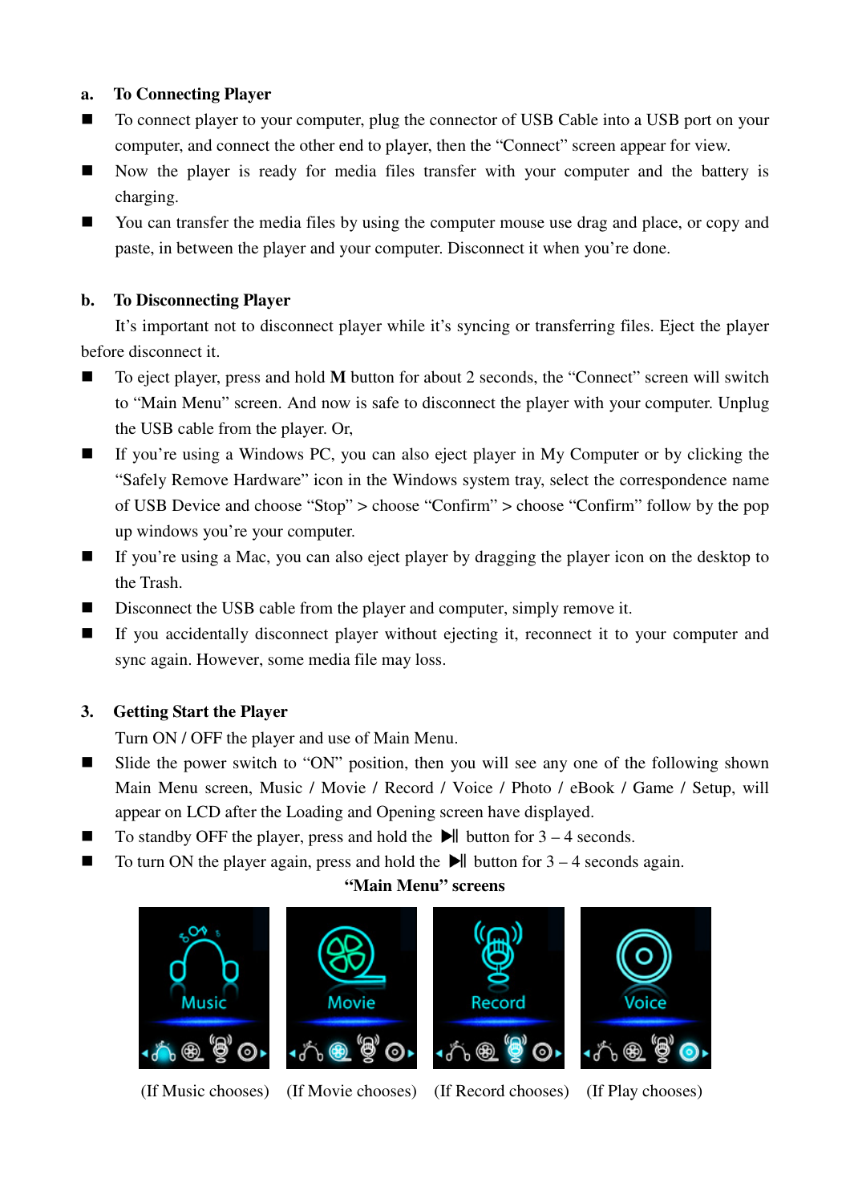**a. To Connecting Player**

- To connect player to your computer, plug the connector of USB Cable into a USB port on your computer, and connect the other end to player, then the "Connect" screen appear for view.
- Now the player is ready for media files transfer with your computer and the battery is charging.
- You can transfer the media files by using the computer mouse use drag and place, or copy and paste, in between the player and your computer. Disconnect it when you're done.

**b. To Disconnecting Player**

It's important not to disconnect player while it's syncing or transferring files. Eject the player before disconnect it.

- To eject player, press and hold **M** button for about 2 seconds, the "Connect" screen will switch to "Main Menu" screen. And now is safe to disconnect the player with your computer. Unplug the USB cable from the player. Or,
- If you're using a Windows PC, you can also eject player in My Computer or by clicking the "Safely Remove Hardware" icon in the Windows system tray, select the correspondence name of USB Device and choose "Stop" > choose "Confirm" > choose "Confirm" follow by the pop up windows you're your computer.
- If you're using a Mac, you can also eject player by dragging the player icon on the desktop to the Trash.
- Disconnect the USB cable from the player and computer, simply remove it.
- If you accidentally disconnect player without ejecting it, reconnect it to your computer and sync again. However, some media file may loss.

## 3. Getting Start the Player

Turn ON / OFF the player and use of Main Menu.

- Slide the power switch to "ON" position, then you will see any one of the following shown Main Menu screen, Music / Movie / Record / Voice / Photo / eBook / Game / Setup, will appear on LCD after the Loading and Opening screen have displayed.
- To standby OFF the player, press and hold the ▶|| button for 3 – 4 seconds.
- To turn ON the player again, press and hold the ▶|| button for 3 – 4 seconds again.

**"Main Menu" screens**

(If Music chooses) (If Movie chooses) (If Record chooses) (If Play chooses)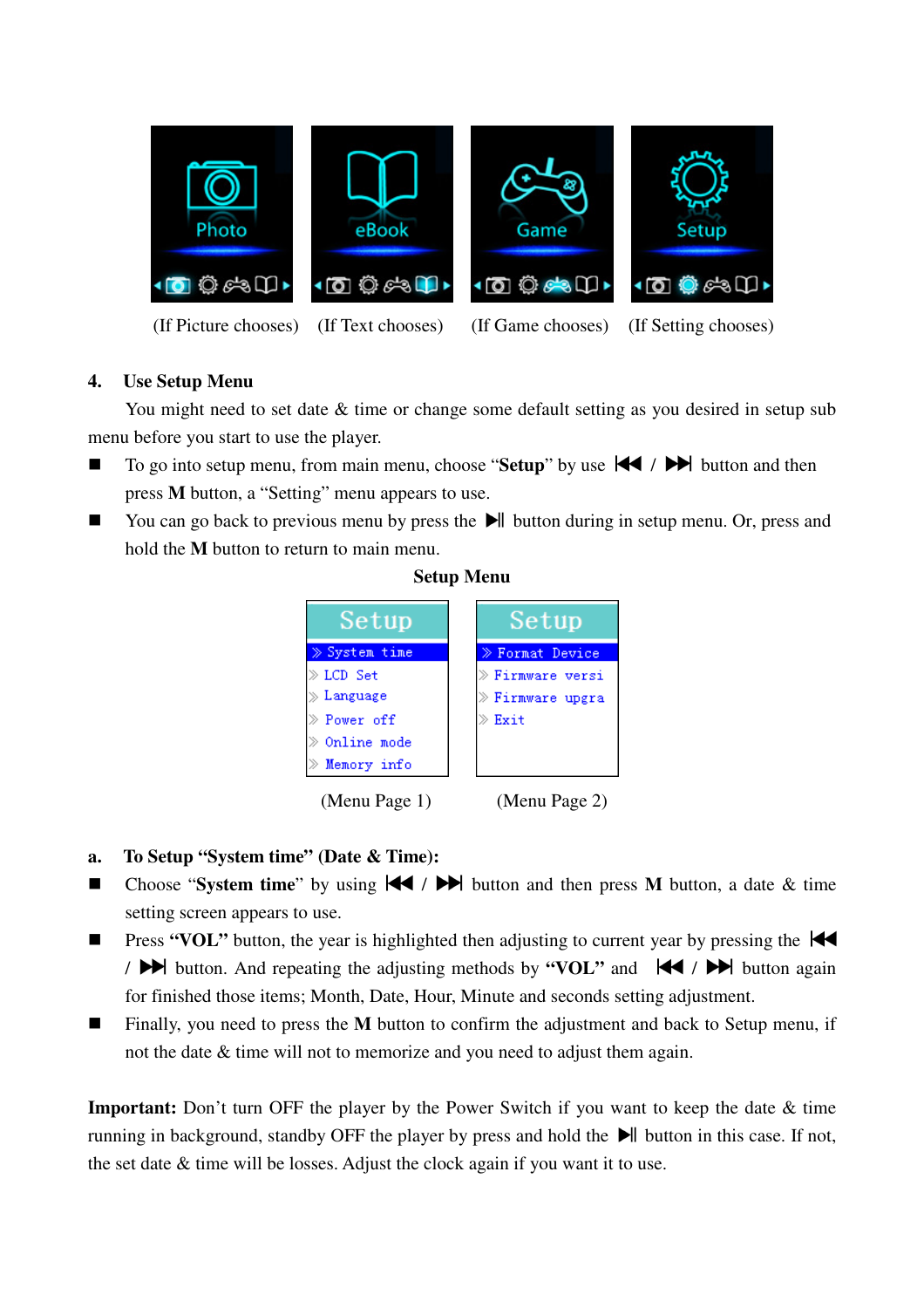(If Picture chooses) (If Text chooses) (If Game chooses) (If Setting chooses)

## 4. Use Setup Menu

You might need to set date & time or change some default setting as you desired in setup sub menu before you start to use the player.

- To go into setup menu, from main menu, choose "**Setup**" by use ⏮ / ⏭ button and then press **M** button, a "Setting" menu appears to use.
- You can go back to previous menu by press the ⏯ button during in setup menu. Or, press and hold the **M** button to return to main menu.

**Setup Menu**

(Menu Page 1) (Menu Page 2)

### a. To Setup "System time" (Date & Time):

- Choose "**System time**" by using ⏮ / ⏭ button and then press **M** button, a date & time setting screen appears to use.
- Press **"VOL"** button, the year is highlighted then adjusting to current year by pressing the ⏮ / ⏭ button. And repeating the adjusting methods by **"VOL"** and ⏮ / ⏭ button again for finished those items; Month, Date, Hour, Minute and seconds setting adjustment.
- Finally, you need to press the **M** button to confirm the adjustment and back to Setup menu, if not the date & time will not to memorize and you need to adjust them again.

**Important:** Don't turn OFF the player by the Power Switch if you want to keep the date & time running in background, standby OFF the player by press and hold the ⏯ button in this case. If not, the set date & time will be losses. Adjust the clock again if you want it to use.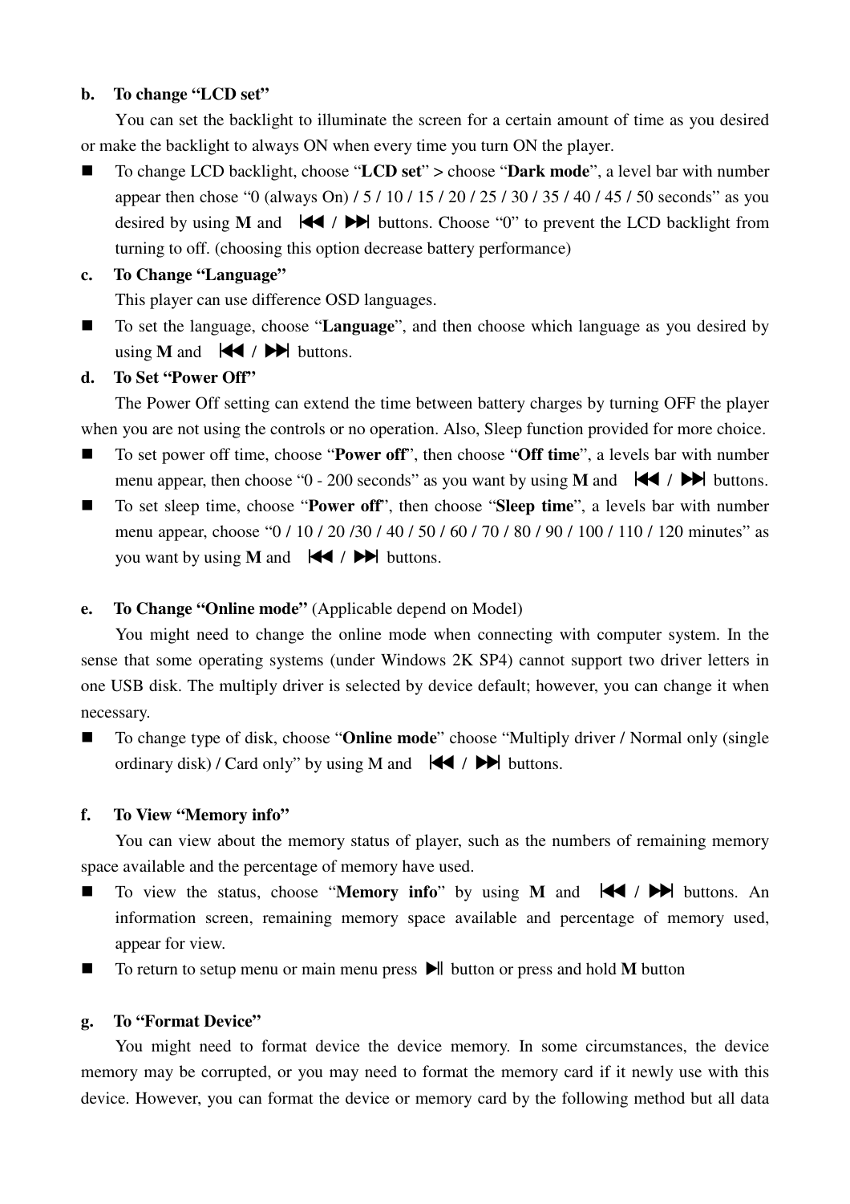**b. To change "LCD set"**

You can set the backlight to illuminate the screen for a certain amount of time as you desired or make the backlight to always ON when every time you turn ON the player.

- To change LCD backlight, choose "**LCD set**" > choose "**Dark mode**", a level bar with number appear then chose "0 (always On) / 5 / 10 / 15 / 20 / 25 / 30 / 35 / 40 / 45 / 50 seconds" as you desired by using **M** and ⏮ / ⏭ buttons. Choose "0" to prevent the LCD backlight from turning to off. (choosing this option decrease battery performance)

**c. To Change "Language"**

This player can use difference OSD languages.

- To set the language, choose "**Language**", and then choose which language as you desired by using **M** and ⏮ / ⏭ buttons.

**d. To Set "Power Off"**

The Power Off setting can extend the time between battery charges by turning OFF the player when you are not using the controls or no operation. Also, Sleep function provided for more choice.

- To set power off time, choose "**Power off**", then choose "**Off time**", a levels bar with number menu appear, then choose "0 - 200 seconds" as you want by using **M** and ⏮ / ⏭ buttons.
- To set sleep time, choose "**Power off**", then choose "**Sleep time**", a levels bar with number menu appear, choose "0 / 10 / 20 /30 / 40 / 50 / 60 / 70 / 80 / 90 / 100 / 110 / 120 minutes" as you want by using **M** and ⏮ / ⏭ buttons.

**e. To Change "Online mode"** (Applicable depend on Model)

You might need to change the online mode when connecting with computer system. In the sense that some operating systems (under Windows 2K SP4) cannot support two driver letters in one USB disk. The multiply driver is selected by device default; however, you can change it when necessary.

- To change type of disk, choose "**Online mode**" choose "Multiply driver / Normal only (single ordinary disk) / Card only" by using M and ⏮ / ⏭ buttons.

**f. To View "Memory info"**

You can view about the memory status of player, such as the numbers of remaining memory space available and the percentage of memory have used.

- To view the status, choose "**Memory info**" by using **M** and ⏮ / ⏭ buttons. An information screen, remaining memory space available and percentage of memory used, appear for view.
- To return to setup menu or main menu press ⏯ button or press and hold **M** button

**g. To "Format Device"**

You might need to format device the device memory. In some circumstances, the device memory may be corrupted, or you may need to format the memory card if it newly use with this device. However, you can format the device or memory card by the following method but all data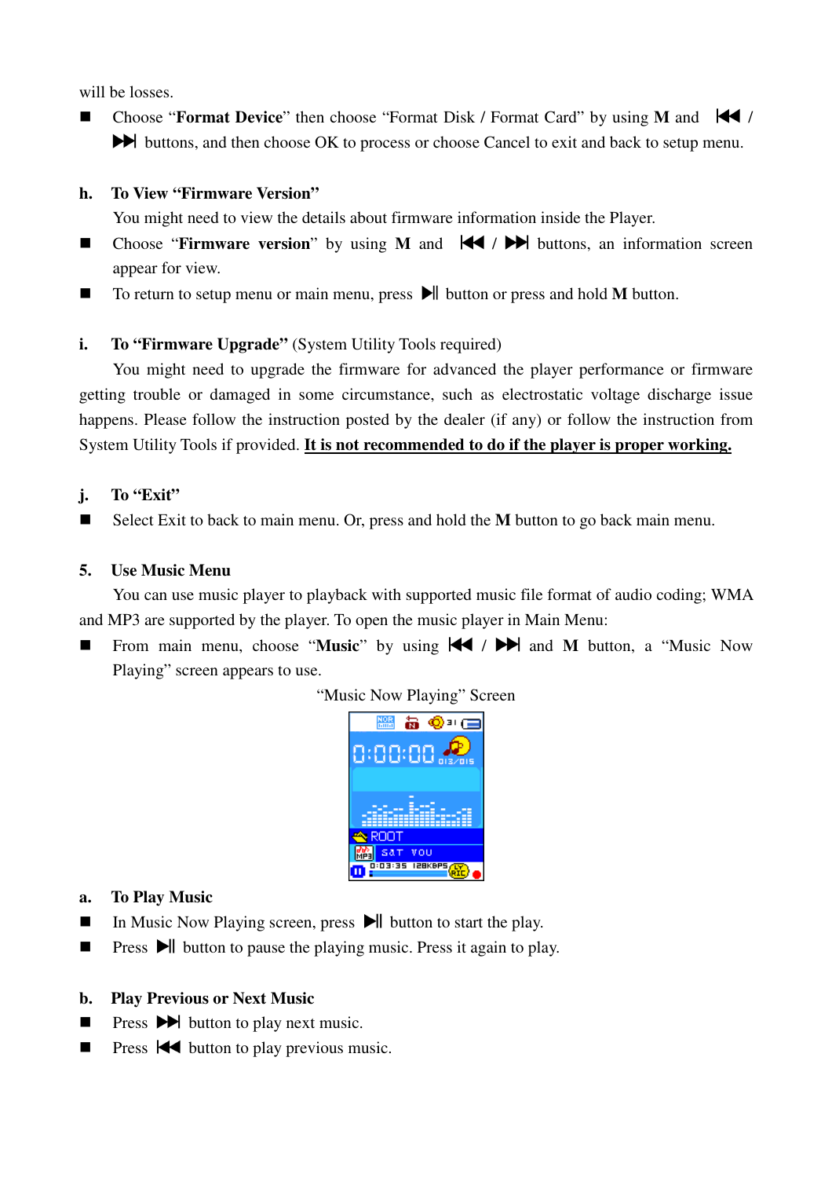will be losses.

- Choose "**Format Device**" then choose "Format Disk / Format Card" by using **M** and ⏮ / ⏭ buttons, and then choose OK to process or choose Cancel to exit and back to setup menu.

**h. To View "Firmware Version"**

You might need to view the details about firmware information inside the Player.

- Choose "**Firmware version**" by using **M** and ⏮ / ⏭ buttons, an information screen appear for view.
- To return to setup menu or main menu, press ⏯ button or press and hold **M** button.

**i. To "Firmware Upgrade"** (System Utility Tools required)

You might need to upgrade the firmware for advanced the player performance or firmware getting trouble or damaged in some circumstance, such as electrostatic voltage discharge issue happens. Please follow the instruction posted by the dealer (if any) or follow the instruction from System Utility Tools if provided. **It is not recommended to do if the player is proper working.**

**j. To "Exit"**

- Select Exit to back to main menu. Or, press and hold the **M** button to go back main menu.

## 5. Use Music Menu

You can use music player to playback with supported music file format of audio coding; WMA and MP3 are supported by the player. To open the music player in Main Menu:

- From main menu, choose "**Music**" by using ⏮ / ⏭ and **M** button, a "Music Now Playing" screen appears to use.

"Music Now Playing" Screen

**a. To Play Music**

- In Music Now Playing screen, press ⏯ button to start the play.
- Press ⏯ button to pause the playing music. Press it again to play.

**b. Play Previous or Next Music**

- Press ⏭ button to play next music.
- Press ⏮ button to play previous music.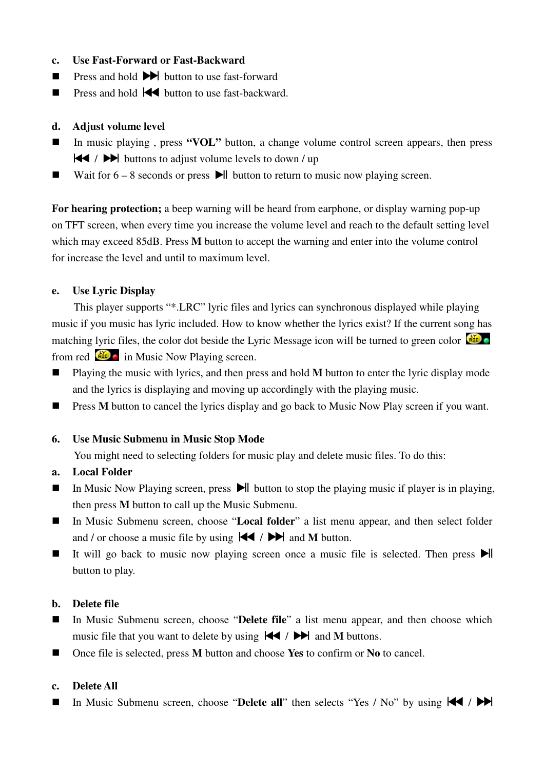**c. Use Fast-Forward or Fast-Backward**

- Press and hold ⏭ button to use fast-forward
- Press and hold ⏮ button to use fast-backward.

**d. Adjust volume level**

- In music playing , press **"VOL"** button, a change volume control screen appears, then press ⏮ / ⏭ buttons to adjust volume levels to down / up
- Wait for 6 – 8 seconds or press ⏯ button to return to music now playing screen.

**For hearing protection;** a beep warning will be heard from earphone, or display warning pop-up on TFT screen, when every time you increase the volume level and reach to the default setting level which may exceed 85dB. Press **M** button to accept the warning and enter into the volume control for increase the level and until to maximum level.

**e. Use Lyric Display**

This player supports "*.LRC" lyric files and lyrics can synchronous displayed while playing music if you music has lyric included. How to know whether the lyrics exist? If the current song has matching lyric files, the color dot beside the Lyric Message icon will be turned to green color from red in Music Now Playing screen.

- Playing the music with lyrics, and then press and hold **M** button to enter the lyric display mode and the lyrics is displaying and moving up accordingly with the playing music.
- Press **M** button to cancel the lyrics display and go back to Music Now Play screen if you want.

**6. Use Music Submenu in Music Stop Mode**

You might need to selecting folders for music play and delete music files. To do this:

**a. Local Folder**

- In Music Now Playing screen, press ⏯ button to stop the playing music if player is in playing, then press **M** button to call up the Music Submenu.
- In Music Submenu screen, choose "**Local folder**" a list menu appear, and then select folder and / or choose a music file by using ⏮ / ⏭ and **M** button.
- It will go back to music now playing screen once a music file is selected. Then press ⏯ button to play.

**b. Delete file**

- In Music Submenu screen, choose "**Delete file**" a list menu appear, and then choose which music file that you want to delete by using ⏮ / ⏭ and **M** buttons.
- Once file is selected, press **M** button and choose **Yes** to confirm or **No** to cancel.

**c. Delete All**

- In Music Submenu screen, choose "**Delete all**" then selects "Yes / No" by using ⏮ / ⏭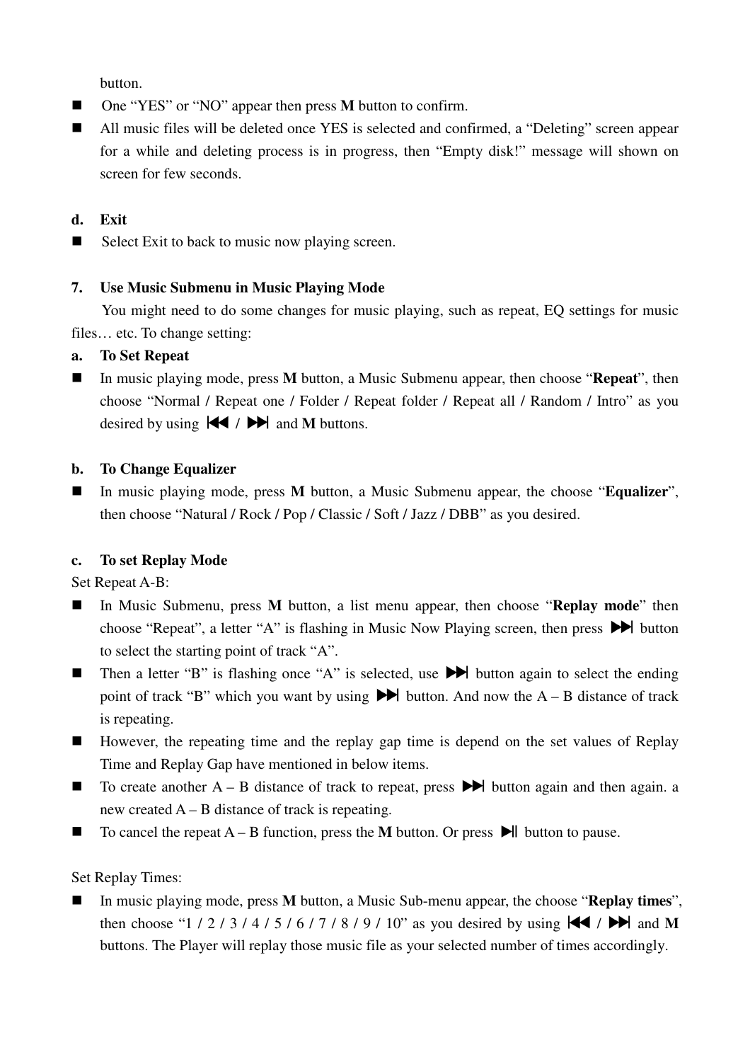button.

- One “YES” or “NO” appear then press **M** button to confirm.
- All music files will be deleted once YES is selected and confirmed, a “Deleting” screen appear for a while and deleting process is in progress, then “Empty disk!” message will shown on screen for few seconds.

**d. Exit**

- Select Exit to back to music now playing screen.

**7. Use Music Submenu in Music Playing Mode**

You might need to do some changes for music playing, such as repeat, EQ settings for music files… etc. To change setting:

**a. To Set Repeat**

- In music playing mode, press **M** button, a Music Submenu appear, then choose “**Repeat**”, then choose “Normal / Repeat one / Folder / Repeat folder / Repeat all / Random / Intro” as you desired by using ⏮ / ⏭ and **M** buttons.

**b. To Change Equalizer**

- In music playing mode, press **M** button, a Music Submenu appear, the choose “**Equalizer**”, then choose “Natural / Rock / Pop / Classic / Soft / Jazz / DBB” as you desired.

**c. To set Replay Mode**

Set Repeat A-B:

- In Music Submenu, press **M** button, a list menu appear, then choose “**Replay mode**” then choose “Repeat”, a letter “A” is flashing in Music Now Playing screen, then press ⏭ button to select the starting point of track “A”.
- Then a letter “B” is flashing once “A” is selected, use ⏭ button again to select the ending point of track “B” which you want by using ⏭ button. And now the A – B distance of track is repeating.
- However, the repeating time and the replay gap time is depend on the set values of Replay Time and Replay Gap have mentioned in below items.
- To create another A – B distance of track to repeat, press ⏭ button again and then again. a new created A – B distance of track is repeating.
- To cancel the repeat A – B function, press the **M** button. Or press ⏯ button to pause.

Set Replay Times:

- In music playing mode, press **M** button, a Music Sub-menu appear, the choose “**Replay times**”, then choose “1 / 2 / 3 / 4 / 5 / 6 / 7 / 8 / 9 / 10” as you desired by using ⏮ / ⏭ and **M** buttons. The Player will replay those music file as your selected number of times accordingly.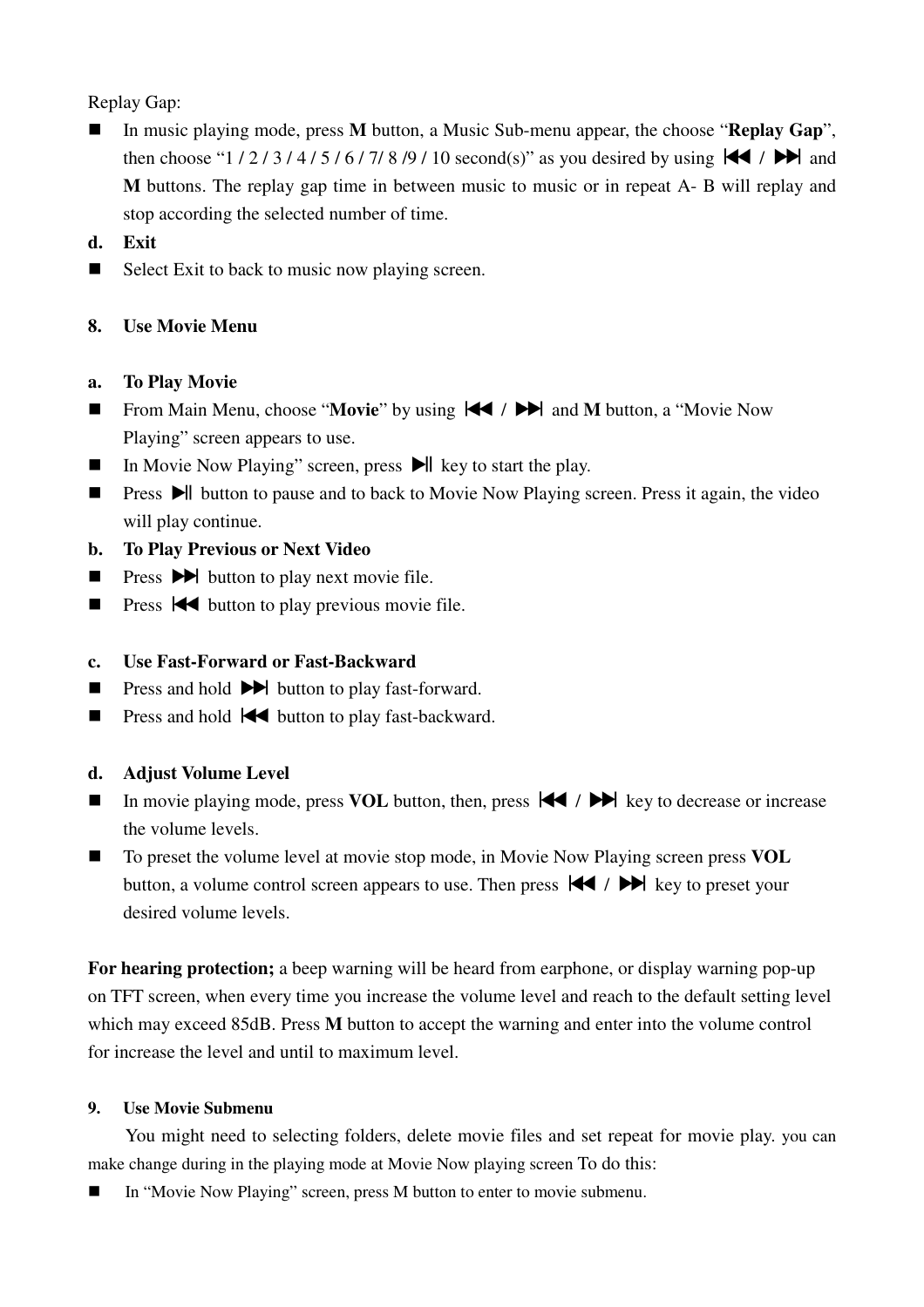Replay Gap:

- In music playing mode, press **M** button, a Music Sub-menu appear, the choose "**Replay Gap**", then choose "1 / 2 / 3 / 4 / 5 / 6 / 7/ 8 /9 / 10 second(s)" as you desired by using ⏮ / ⏭ and **M** buttons. The replay gap time in between music to music or in repeat A- B will replay and stop according the selected number of time.

**d. Exit**

- Select Exit to back to music now playing screen.

## 8. Use Movie Menu

**a. To Play Movie**

- From Main Menu, choose "**Movie**" by using ⏮ / ⏭ and **M** button, a "Movie Now Playing" screen appears to use.
- In Movie Now Playing" screen, press ⏯ key to start the play.
- Press ⏯ button to pause and to back to Movie Now Playing screen. Press it again, the video will play continue.

**b. To Play Previous or Next Video**

- Press ⏭ button to play next movie file.
- Press ⏮ button to play previous movie file.

**c. Use Fast-Forward or Fast-Backward**

- Press and hold ⏭ button to play fast-forward.
- Press and hold ⏮ button to play fast-backward.

**d. Adjust Volume Level**

- In movie playing mode, press **VOL** button, then, press ⏮ / ⏭ key to decrease or increase the volume levels.
- To preset the volume level at movie stop mode, in Movie Now Playing screen press **VOL** button, a volume control screen appears to use. Then press ⏮ / ⏭ key to preset your desired volume levels.

**For hearing protection;** a beep warning will be heard from earphone, or display warning pop-up on TFT screen, when every time you increase the volume level and reach to the default setting level which may exceed 85dB. Press **M** button to accept the warning and enter into the volume control for increase the level and until to maximum level.

## 9. Use Movie Submenu

You might need to selecting folders, delete movie files and set repeat for movie play. you can make change during in the playing mode at Movie Now playing screen To do this:

- In "Movie Now Playing" screen, press M button to enter to movie submenu.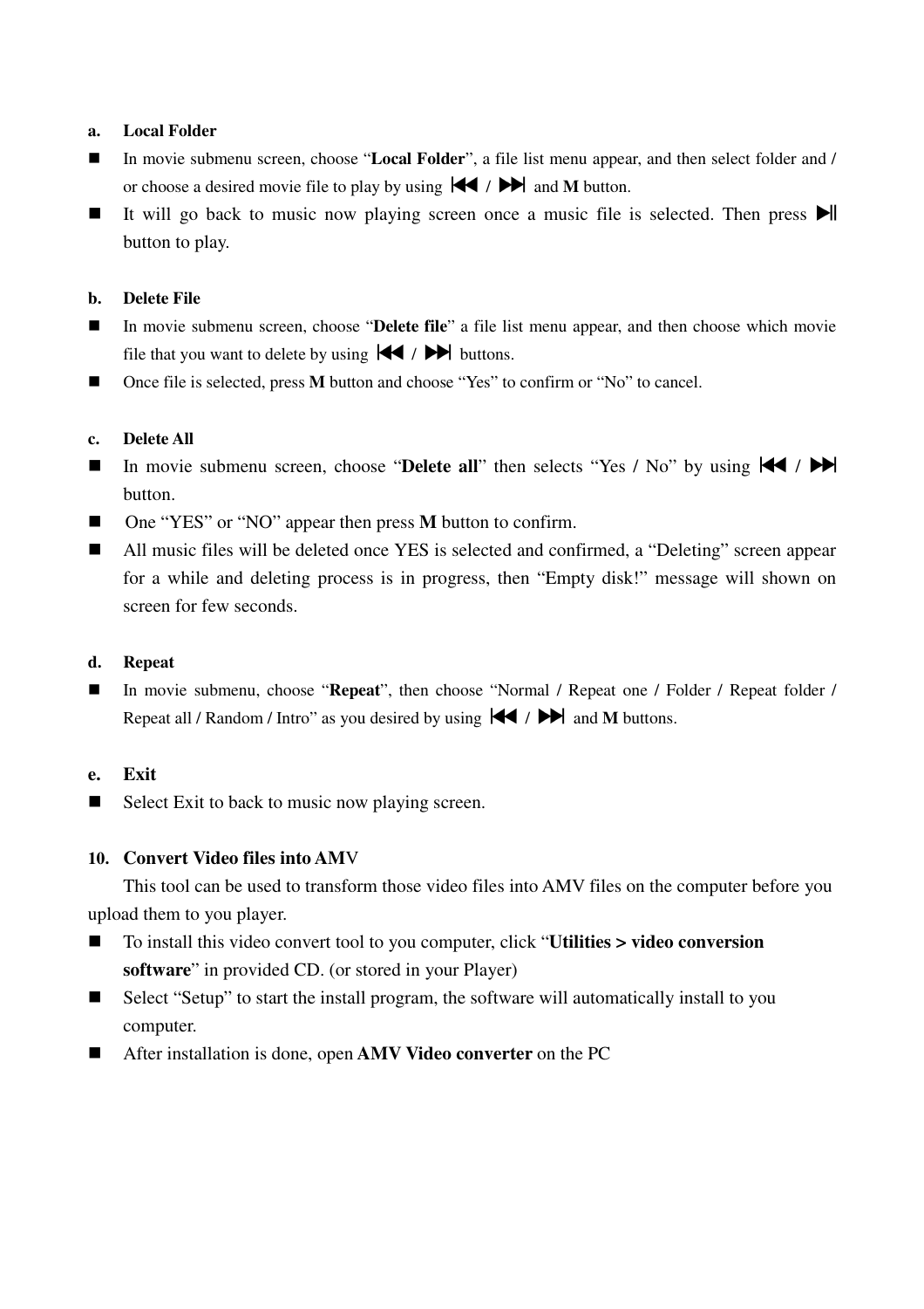**a. Local Folder**

- In movie submenu screen, choose "**Local Folder**", a file list menu appear, and then select folder and / or choose a desired movie file to play by using ⏮ / ⏭ and **M** button.
- It will go back to music now playing screen once a music file is selected. Then press ⏯ button to play.

**b. Delete File**

- In movie submenu screen, choose "**Delete file**" a file list menu appear, and then choose which movie file that you want to delete by using ⏮ / ⏭ buttons.
- Once file is selected, press **M** button and choose "Yes" to confirm or "No" to cancel.

**c. Delete All**

- In movie submenu screen, choose "**Delete all**" then selects "Yes / No" by using ⏮ / ⏭ button.
- One "YES" or "NO" appear then press **M** button to confirm.
- All music files will be deleted once YES is selected and confirmed, a "Deleting" screen appear for a while and deleting process is in progress, then "Empty disk!" message will shown on screen for few seconds.

**d. Repeat**

- In movie submenu, choose "**Repeat**", then choose "Normal / Repeat one / Folder / Repeat folder / Repeat all / Random / Intro" as you desired by using ⏮ / ⏭ and **M** buttons.

**e. Exit**

- Select Exit to back to music now playing screen.

## 10. Convert Video files into AMV

This tool can be used to transform those video files into AMV files on the computer before you upload them to you player.

- To install this video convert tool to you computer, click "**Utilities > video conversion software**" in provided CD. (or stored in your Player)
- Select "Setup" to start the install program, the software will automatically install to you computer.
- After installation is done, open **AMV Video converter** on the PC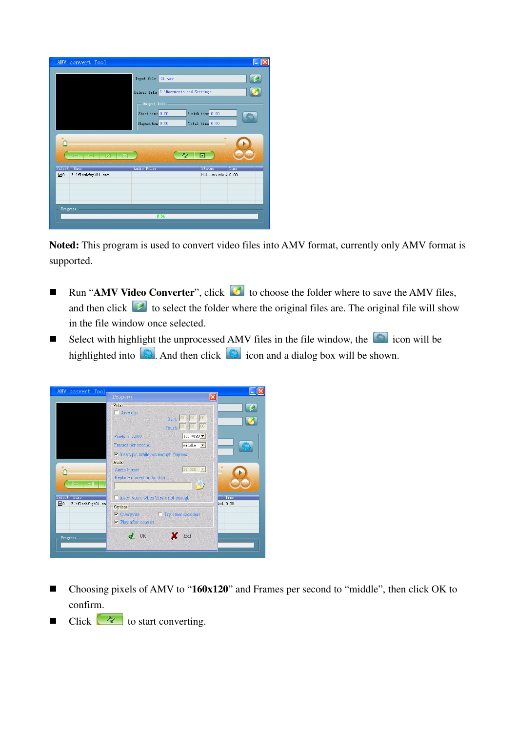**Noted:** This program is used to convert video files into AMV format, currently only AMV format is supported.

- Run "**AMV Video Converter**", click to choose the folder where to save the AMV files, and then click to select the folder where the original files are. The original file will show in the file window once selected.
- Select with highlight the unprocessed AMV files in the file window, the icon will be highlighted into . And then click icon and a dialog box will be shown.

- Choosing pixels of AMV to "**160x120**" and Frames per second to "middle", then click OK to confirm.
- Click to start converting.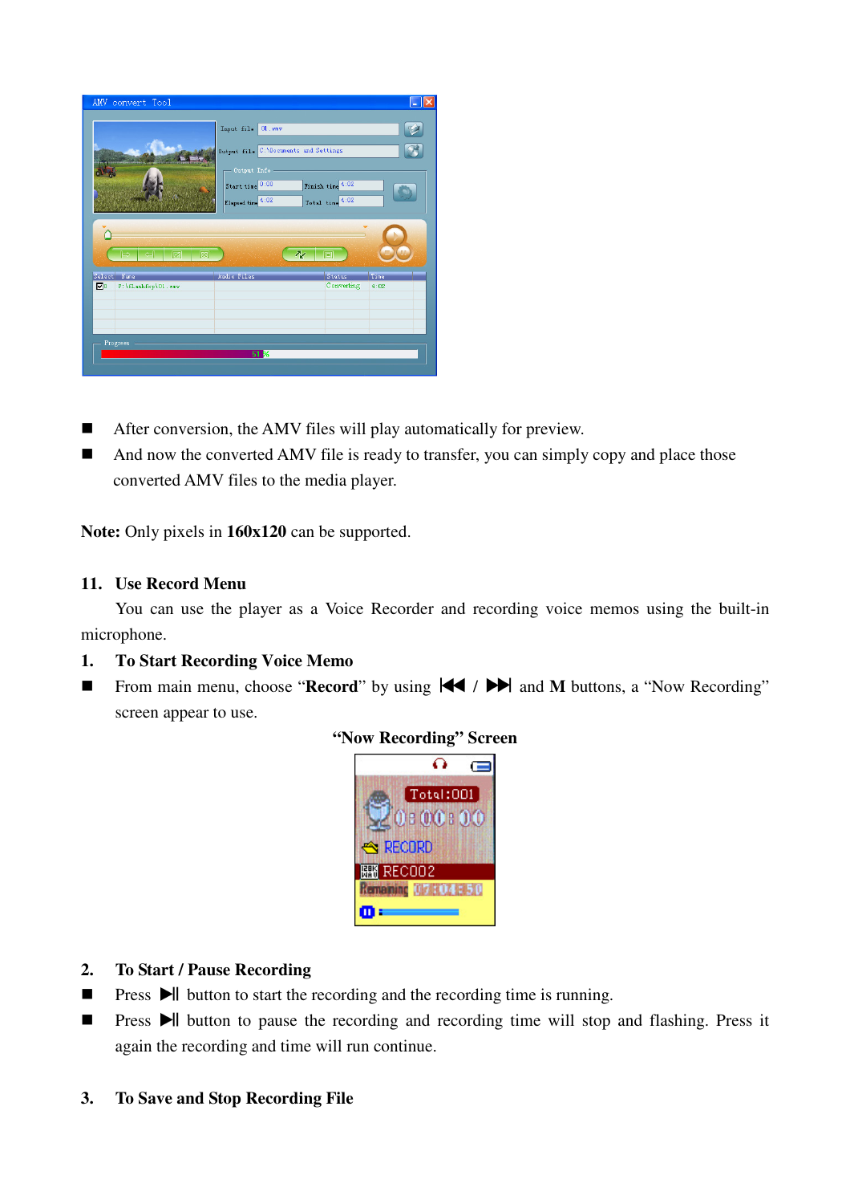- After conversion, the AMV files will play automatically for preview.
- And now the converted AMV file is ready to transfer, you can simply copy and place those converted AMV files to the media player.

**Note:** Only pixels in **160x120** can be supported.

## 11. Use Record Menu

You can use the player as a Voice Recorder and recording voice memos using the built-in microphone.

### 1. To Start Recording Voice Memo

- From main menu, choose "**Record**" by using ⏮ / ⏭ and **M** buttons, a "Now Recording" screen appear to use.

**"Now Recording" Screen**

### 2. To Start / Pause Recording

- Press ▶|| button to start the recording and the recording time is running.
- Press ▶|| button to pause the recording and recording time will stop and flashing. Press it again the recording and time will run continue.

### 3. To Save and Stop Recording File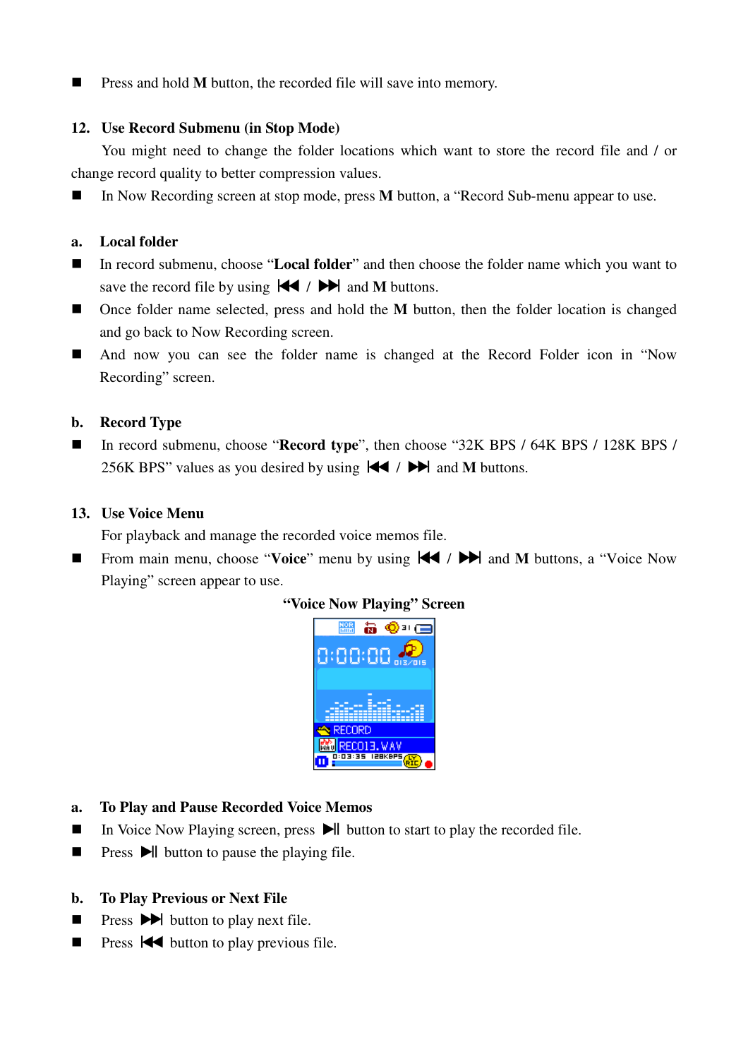- Press and hold **M** button, the recorded file will save into memory.

## 12. Use Record Submenu (in Stop Mode)

You might need to change the folder locations which want to store the record file and / or change record quality to better compression values.

- In Now Recording screen at stop mode, press **M** button, a "Record Sub-menu appear to use.

### a. Local folder

- In record submenu, choose "**Local folder**" and then choose the folder name which you want to save the record file by using ⏮ / ⏭ and **M** buttons.
- Once folder name selected, press and hold the **M** button, then the folder location is changed and go back to Now Recording screen.
- And now you can see the folder name is changed at the Record Folder icon in "Now Recording" screen.

### b. Record Type

- In record submenu, choose "**Record type**", then choose "32K BPS / 64K BPS / 128K BPS / 256K BPS" values as you desired by using ⏮ / ⏭ and **M** buttons.

## 13. Use Voice Menu

For playback and manage the recorded voice memos file.

- From main menu, choose "**Voice**" menu by using ⏮ / ⏭ and **M** buttons, a "Voice Now Playing" screen appear to use.

**"Voice Now Playing" Screen**

### a. To Play and Pause Recorded Voice Memos

- In Voice Now Playing screen, press ⏯ button to start to play the recorded file.
- Press ⏯ button to pause the playing file.

### b. To Play Previous or Next File

- Press ⏭ button to play next file.
- Press ⏮ button to play previous file.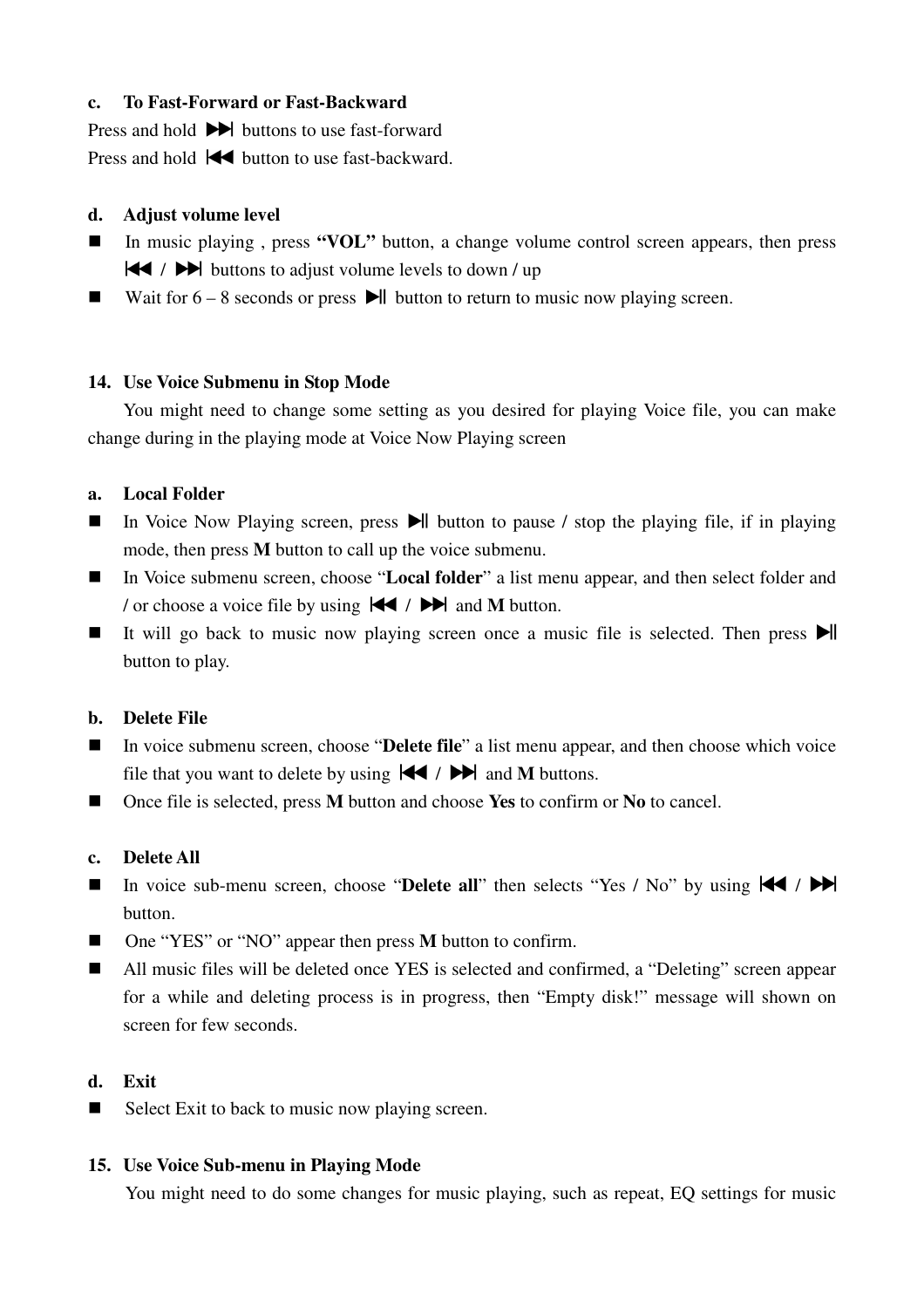**c. To Fast-Forward or Fast-Backward**

Press and hold ⏭ buttons to use fast-forward

Press and hold ⏮ button to use fast-backward.

**d. Adjust volume level**

- In music playing , press **"VOL"** button, a change volume control screen appears, then press ⏮ / ⏭ buttons to adjust volume levels to down / up
- Wait for 6 – 8 seconds or press ⏯ button to return to music now playing screen.

## 14. Use Voice Submenu in Stop Mode

You might need to change some setting as you desired for playing Voice file, you can make change during in the playing mode at Voice Now Playing screen

**a. Local Folder**

- In Voice Now Playing screen, press ⏯ button to pause / stop the playing file, if in playing mode, then press **M** button to call up the voice submenu.
- In Voice submenu screen, choose "**Local folder**" a list menu appear, and then select folder and / or choose a voice file by using ⏮ / ⏭ and **M** button.
- It will go back to music now playing screen once a music file is selected. Then press ⏯ button to play.

**b. Delete File**

- In voice submenu screen, choose "**Delete file**" a list menu appear, and then choose which voice file that you want to delete by using ⏮ / ⏭ and **M** buttons.
- Once file is selected, press **M** button and choose **Yes** to confirm or **No** to cancel.

**c. Delete All**

- In voice sub-menu screen, choose "**Delete all**" then selects "Yes / No" by using ⏮ / ⏭ button.
- One "YES" or "NO" appear then press **M** button to confirm.
- All music files will be deleted once YES is selected and confirmed, a "Deleting" screen appear for a while and deleting process is in progress, then "Empty disk!" message will shown on screen for few seconds.

**d. Exit**

- Select Exit to back to music now playing screen.

## 15. Use Voice Sub-menu in Playing Mode

You might need to do some changes for music playing, such as repeat, EQ settings for music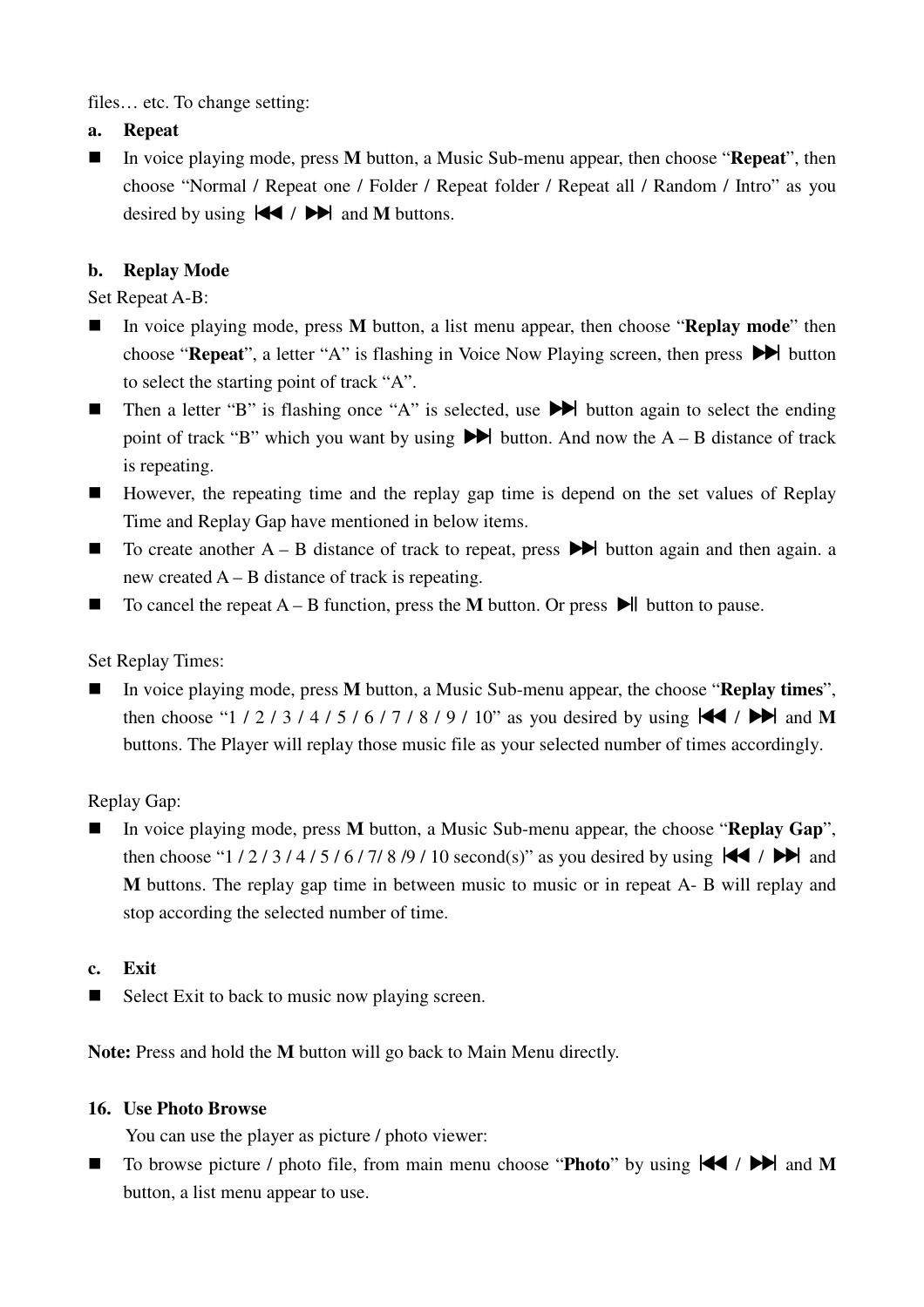files… etc. To change setting:

**a. Repeat**

- In voice playing mode, press **M** button, a Music Sub-menu appear, then choose "**Repeat**", then choose "Normal / Repeat one / Folder / Repeat folder / Repeat all / Random / Intro" as you desired by using ⏮ / ⏭ and **M** buttons.

**b. Replay Mode**

Set Repeat A-B:

- In voice playing mode, press **M** button, a list menu appear, then choose "**Replay mode**" then choose "**Repeat**", a letter "A" is flashing in Voice Now Playing screen, then press ⏭ button to select the starting point of track "A".
- Then a letter "B" is flashing once "A" is selected, use ⏭ button again to select the ending point of track "B" which you want by using ⏭ button. And now the A – B distance of track is repeating.
- However, the repeating time and the replay gap time is depend on the set values of Replay Time and Replay Gap have mentioned in below items.
- To create another A – B distance of track to repeat, press ⏭ button again and then again. a new created A – B distance of track is repeating.
- To cancel the repeat A – B function, press the **M** button. Or press ⏯ button to pause.

Set Replay Times:

- In voice playing mode, press **M** button, a Music Sub-menu appear, the choose "**Replay times**", then choose "1 / 2 / 3 / 4 / 5 / 6 / 7 / 8 / 9 / 10" as you desired by using ⏮ / ⏭ and **M** buttons. The Player will replay those music file as your selected number of times accordingly.

Replay Gap:

- In voice playing mode, press **M** button, a Music Sub-menu appear, the choose "**Replay Gap**", then choose "1 / 2 / 3 / 4 / 5 / 6 / 7/ 8 /9 / 10 second(s)" as you desired by using ⏮ / ⏭ and **M** buttons. The replay gap time in between music to music or in repeat A- B will replay and stop according the selected number of time.

**c. Exit**

- Select Exit to back to music now playing screen.

**Note:** Press and hold the **M** button will go back to Main Menu directly.

**16. Use Photo Browse**

You can use the player as picture / photo viewer:

- To browse picture / photo file, from main menu choose "**Photo**" by using ⏮ / ⏭ and **M** button, a list menu appear to use.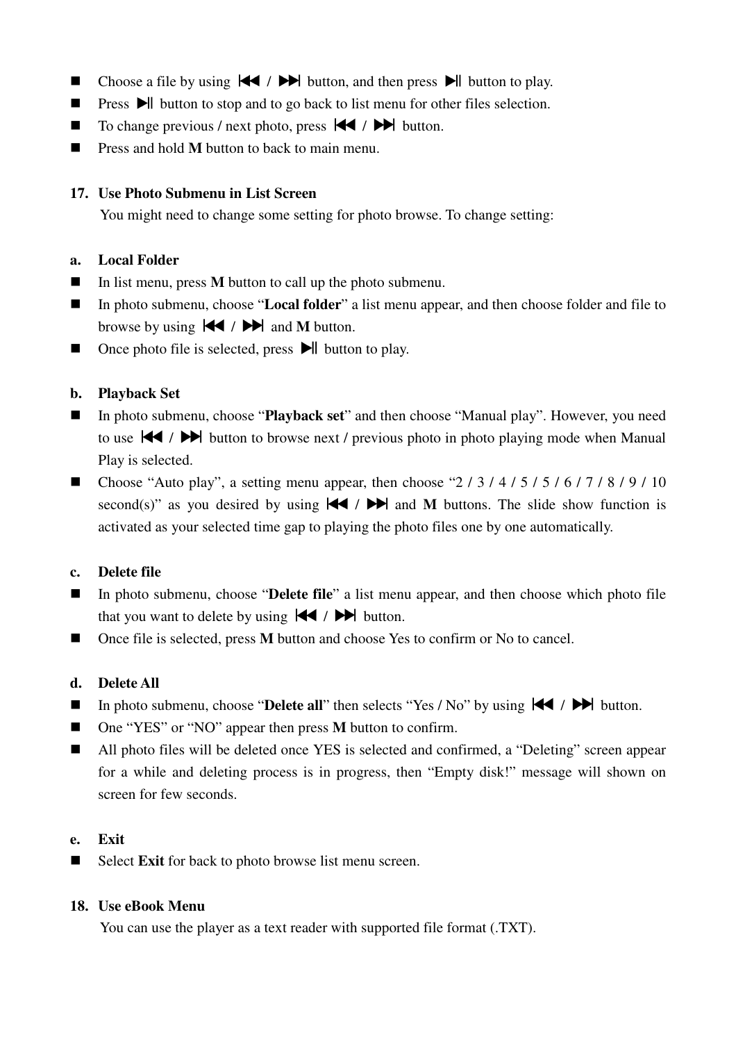- Choose a file by using ⏮ / ⏭ button, and then press ⏯ button to play.
- Press ⏯ button to stop and to go back to list menu for other files selection.
- To change previous / next photo, press ⏮ / ⏭ button.
- Press and hold **M** button to back to main menu.

## 17. Use Photo Submenu in List Screen

You might need to change some setting for photo browse. To change setting:

### a. Local Folder

- In list menu, press **M** button to call up the photo submenu.
- In photo submenu, choose "**Local folder**" a list menu appear, and then choose folder and file to browse by using ⏮ / ⏭ and **M** button.
- Once photo file is selected, press ⏯ button to play.

### b. Playback Set

- In photo submenu, choose "**Playback set**" and then choose "Manual play". However, you need to use ⏮ / ⏭ button to browse next / previous photo in photo playing mode when Manual Play is selected.
- Choose "Auto play", a setting menu appear, then choose "2 / 3 / 4 / 5 / 5 / 6 / 7 / 8 / 9 / 10 second(s)" as you desired by using ⏮ / ⏭ and **M** buttons. The slide show function is activated as your selected time gap to playing the photo files one by one automatically.

### c. Delete file

- In photo submenu, choose "**Delete file**" a list menu appear, and then choose which photo file that you want to delete by using ⏮ / ⏭ button.
- Once file is selected, press **M** button and choose Yes to confirm or No to cancel.

### d. Delete All

- In photo submenu, choose "**Delete all**" then selects "Yes / No" by using ⏮ / ⏭ button.
- One "YES" or "NO" appear then press **M** button to confirm.
- All photo files will be deleted once YES is selected and confirmed, a "Deleting" screen appear for a while and deleting process is in progress, then "Empty disk!" message will shown on screen for few seconds.

### e. Exit

- Select **Exit** for back to photo browse list menu screen.

## 18. Use eBook Menu

You can use the player as a text reader with supported file format (.TXT).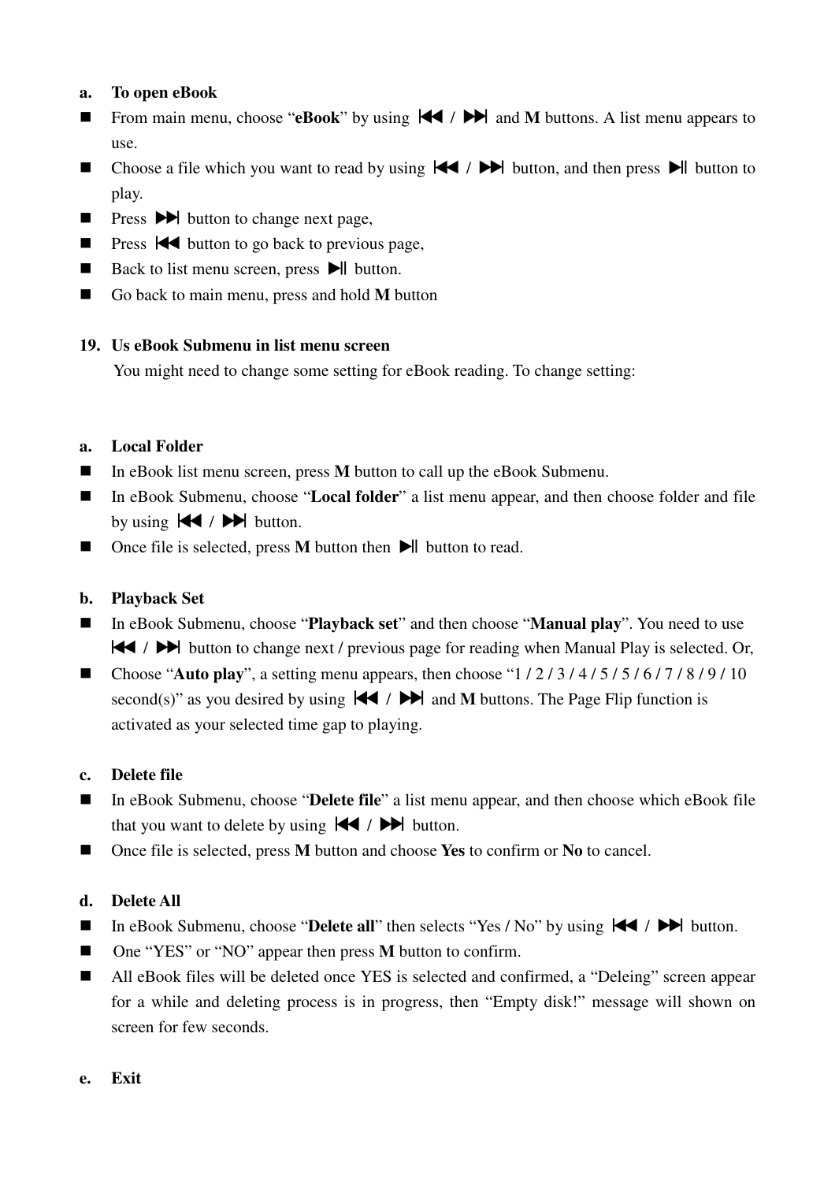**a. To open eBook**

- From main menu, choose "**eBook**" by using ⏮ / ⏭ and **M** buttons. A list menu appears to use.
- Choose a file which you want to read by using ⏮ / ⏭ button, and then press ⏯ button to play.
- Press ⏭ button to change next page,
- Press ⏮ button to go back to previous page,
- Back to list menu screen, press ⏯ button.
- Go back to main menu, press and hold **M** button

**19. Us eBook Submenu in list menu screen**

You might need to change some setting for eBook reading. To change setting:

**a. Local Folder**

- In eBook list menu screen, press **M** button to call up the eBook Submenu.
- In eBook Submenu, choose "**Local folder**" a list menu appear, and then choose folder and file by using ⏮ / ⏭ button.
- Once file is selected, press **M** button then ⏯ button to read.

**b. Playback Set**

- In eBook Submenu, choose "**Playback set**" and then choose "**Manual play**". You need to use ⏮ / ⏭ button to change next / previous page for reading when Manual Play is selected. Or,
- Choose "**Auto play**", a setting menu appears, then choose "1 / 2 / 3 / 4 / 5 / 5 / 6 / 7 / 8 / 9 / 10 second(s)" as you desired by using ⏮ / ⏭ and **M** buttons. The Page Flip function is activated as your selected time gap to playing.

**c. Delete file**

- In eBook Submenu, choose "**Delete file**" a list menu appear, and then choose which eBook file that you want to delete by using ⏮ / ⏭ button.
- Once file is selected, press **M** button and choose **Yes** to confirm or **No** to cancel.

**d. Delete All**

- In eBook Submenu, choose "**Delete all**" then selects "Yes / No" by using ⏮ / ⏭ button.
- One "YES" or "NO" appear then press **M** button to confirm.
- All eBook files will be deleted once YES is selected and confirmed, a "Deleing" screen appear for a while and deleting process is in progress, then "Empty disk!" message will shown on screen for few seconds.

**e. Exit**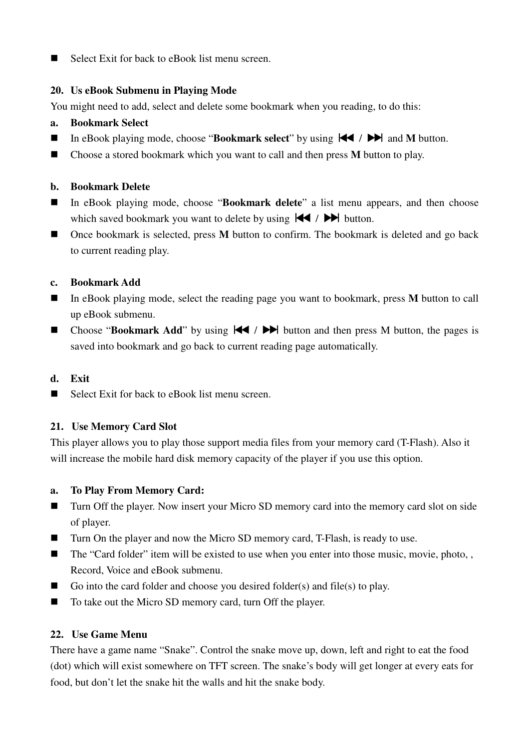- Select Exit for back to eBook list menu screen.

**20. Us eBook Submenu in Playing Mode**

You might need to add, select and delete some bookmark when you reading, to do this:

**a. Bookmark Select**

- In eBook playing mode, choose "**Bookmark select**" by using ⏮ **/** ⏭ and **M** button.
- Choose a stored bookmark which you want to call and then press **M** button to play.

**b. Bookmark Delete**

- In eBook playing mode, choose "**Bookmark delete**" a list menu appears, and then choose which saved bookmark you want to delete by using ⏮ **/** ⏭ button.
- Once bookmark is selected, press **M** button to confirm. The bookmark is deleted and go back to current reading play.

**c. Bookmark Add**

- In eBook playing mode, select the reading page you want to bookmark, press **M** button to call up eBook submenu.
- Choose "**Bookmark Add**" by using ⏮ **/** ⏭ button and then press M button, the pages is saved into bookmark and go back to current reading page automatically.

**d. Exit**

- Select Exit for back to eBook list menu screen.

**21. Use Memory Card Slot**

This player allows you to play those support media files from your memory card (T-Flash). Also it will increase the mobile hard disk memory capacity of the player if you use this option.

**a. To Play From Memory Card:**

- Turn Off the player. Now insert your Micro SD memory card into the memory card slot on side of player.
- Turn On the player and now the Micro SD memory card, T-Flash, is ready to use.
- The "Card folder" item will be existed to use when you enter into those music, movie, photo, , Record, Voice and eBook submenu.
- Go into the card folder and choose you desired folder(s) and file(s) to play.
- To take out the Micro SD memory card, turn Off the player.

**22. Use Game Menu**

There have a game name "Snake". Control the snake move up, down, left and right to eat the food (dot) which will exist somewhere on TFT screen. The snake's body will get longer at every eats for food, but don't let the snake hit the walls and hit the snake body.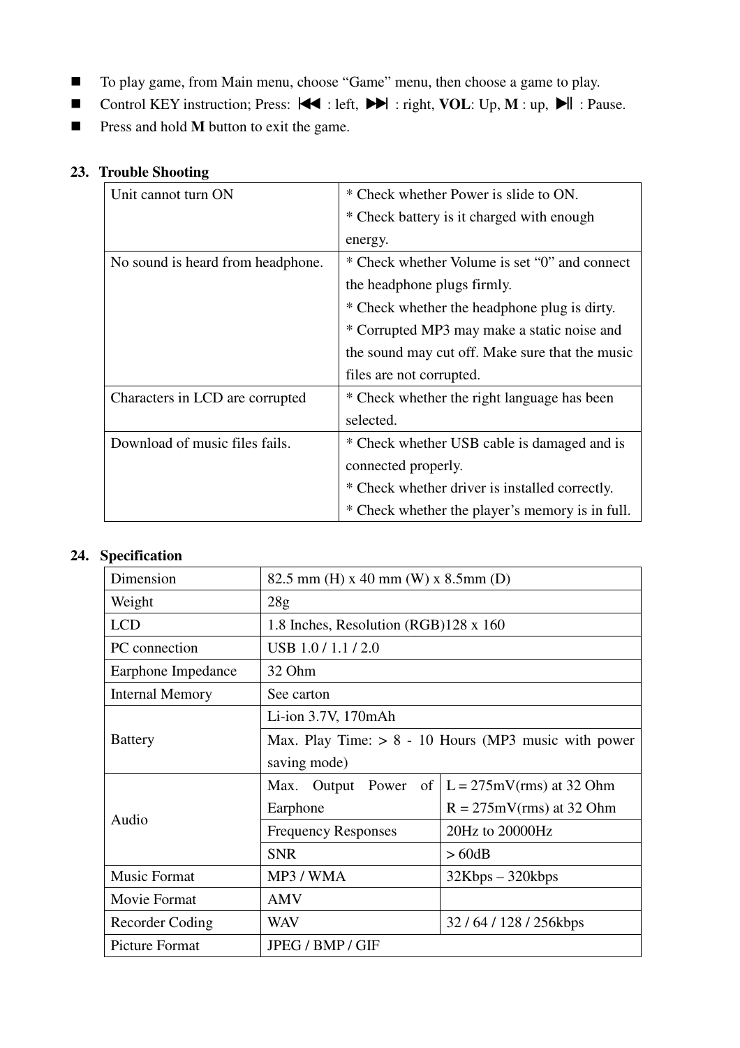- To play game, from Main menu, choose “Game” menu, then choose a game to play.
- Control KEY instruction; Press: ⏮ : left, ⏭ : right, **VOL**: Up, **M** : up, ⏯ : Pause.
- Press and hold **M** button to exit the game.

## 23. Trouble Shooting

| | |
|---|---|
| Unit cannot turn ON | * Check whether Power is slide to ON.<br>* Check battery is it charged with enough energy. |
| No sound is heard from headphone. | * Check whether Volume is set “0” and connect the headphone plugs firmly.<br>* Check whether the headphone plug is dirty.<br>* Corrupted MP3 may make a static noise and the sound may cut off. Make sure that the music files are not corrupted. |
| Characters in LCD are corrupted | * Check whether the right language has been selected. |
| Download of music files fails. | * Check whether USB cable is damaged and is connected properly.<br>* Check whether driver is installed correctly.<br>* Check whether the player’s memory is in full. |

## 24. Specification

| | | |
|---|---|---|
| Dimension | 82.5 mm (H) x 40 mm (W) x 8.5mm (D) | |
| Weight | 28g | |
| LCD | 1.8 Inches, Resolution (RGB)128 x 160 | |
| PC connection | USB 1.0 / 1.1 / 2.0 | |
| Earphone Impedance | 32 Ohm | |
| Internal Memory | See carton | |
| Battery | Li-ion 3.7V, 170mAh | |
| | Max. Play Time: > 8 - 10 Hours (MP3 music with power saving mode) | |
| Audio | Max. Output Power of Earphone | L = 275mV(rms) at 32 Ohm<br>R = 275mV(rms) at 32 Ohm |
| | Frequency Responses | 20Hz to 20000Hz |
| | SNR | > 60dB |
| Music Format | MP3 / WMA | 32Kbps – 320kbps |
| Movie Format | AMV | |
| Recorder Coding | WAV | 32 / 64 / 128 / 256kbps |
| Picture Format | JPEG / BMP / GIF | |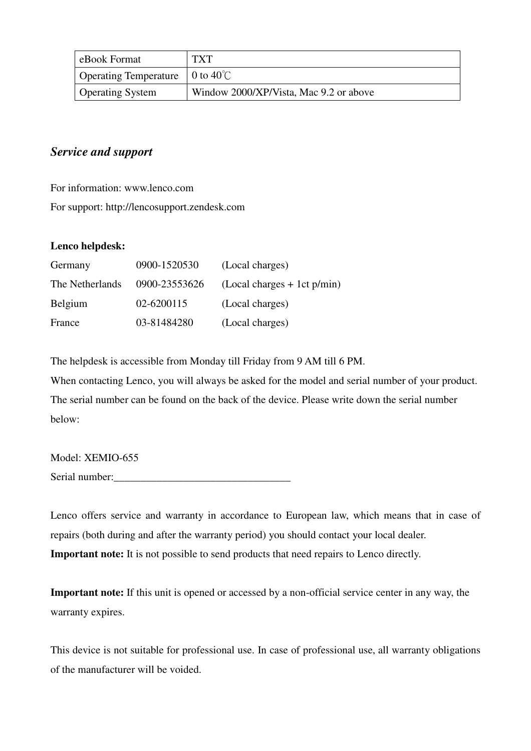| eBook Format | TXT |
| --- | --- |
| Operating Temperature | 0 to 40℃ |
| Operating System | Window 2000/XP/Vista, Mac 9.2 or above |

## *Service and support*

For information: www.lenco.com
For support: http://lencosupport.zendesk.com

**Lenco helpdesk:**

| | | |
| --- | --- | --- |
| Germany | 0900-1520530 | (Local charges) |
| The Netherlands | 0900-23553626 | (Local charges + 1ct p/min) |
| Belgium | 02-6200115 | (Local charges) |
| France | 03-81484280 | (Local charges) |

The helpdesk is accessible from Monday till Friday from 9 AM till 6 PM.
When contacting Lenco, you will always be asked for the model and serial number of your product. The serial number can be found on the back of the device. Please write down the serial number below:

Model: XEMIO-655
Serial number:_________________________________

Lenco offers service and warranty in accordance to European law, which means that in case of repairs (both during and after the warranty period) you should contact your local dealer.
**Important note:** It is not possible to send products that need repairs to Lenco directly.

**Important note:** If this unit is opened or accessed by a non-official service center in any way, the warranty expires.

This device is not suitable for professional use. In case of professional use, all warranty obligations of the manufacturer will be voided.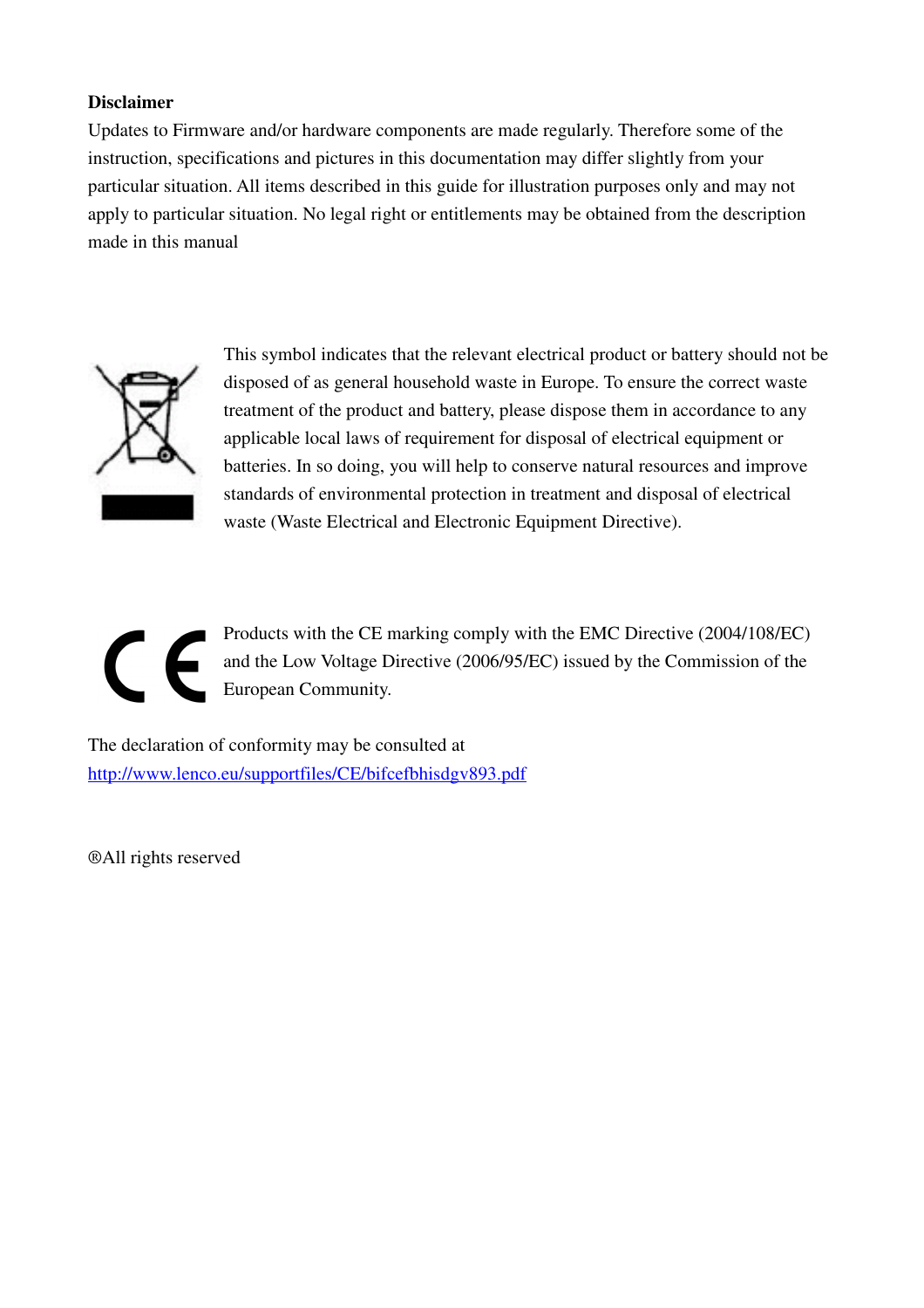**Disclaimer**

Updates to Firmware and/or hardware components are made regularly. Therefore some of the instruction, specifications and pictures in this documentation may differ slightly from your particular situation. All items described in this guide for illustration purposes only and may not apply to particular situation. No legal right or entitlements may be obtained from the description made in this manual

This symbol indicates that the relevant electrical product or battery should not be disposed of as general household waste in Europe. To ensure the correct waste treatment of the product and battery, please dispose them in accordance to any applicable local laws of requirement for disposal of electrical equipment or batteries. In so doing, you will help to conserve natural resources and improve standards of environmental protection in treatment and disposal of electrical waste (Waste Electrical and Electronic Equipment Directive).

Products with the CE marking comply with the EMC Directive (2004/108/EC) and the Low Voltage Directive (2006/95/EC) issued by the Commission of the European Community.

The declaration of conformity may be consulted at http://www.lenco.eu/supportfiles/CE/bifcefbhisdgv893.pdf

®All rights reserved